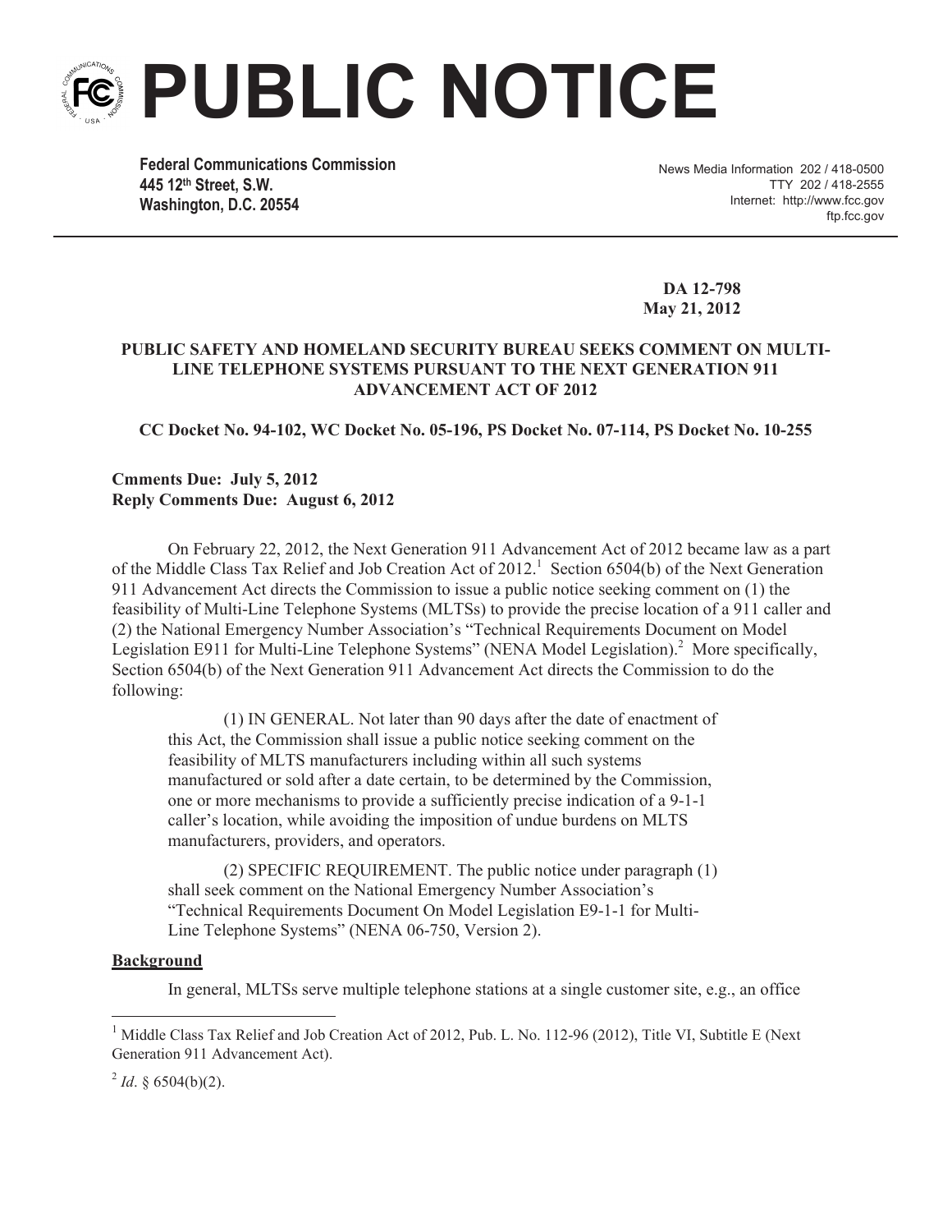# PUBLIC NOTICE

**Federal Communications Commission**
**445 12th Street, S.W.**
**Washington, D.C. 20554**

News Media Information 202 / 418-0500
TTY 202 / 418-2555
Internet: http://www.fcc.gov
ftp.fcc.gov

**DA 12-798**
**May 21, 2012**

**PUBLIC SAFETY AND HOMELAND SECURITY BUREAU SEEKS COMMENT ON MULTI-LINE TELEPHONE SYSTEMS PURSUANT TO THE NEXT GENERATION 911 ADVANCEMENT ACT OF 2012**

**CC Docket No. 94-102, WC Docket No. 05-196, PS Docket No. 07-114, PS Docket No. 10-255**

**Cmments Due: July 5, 2012**
**Reply Comments Due: August 6, 2012**

On February 22, 2012, the Next Generation 911 Advancement Act of 2012 became law as a part of the Middle Class Tax Relief and Job Creation Act of 2012.[1] Section 6504(b) of the Next Generation 911 Advancement Act directs the Commission to issue a public notice seeking comment on (1) the feasibility of Multi-Line Telephone Systems (MLTSs) to provide the precise location of a 911 caller and (2) the National Emergency Number Association's "Technical Requirements Document on Model Legislation E911 for Multi-Line Telephone Systems" (NENA Model Legislation).[2] More specifically, Section 6504(b) of the Next Generation 911 Advancement Act directs the Commission to do the following:

> (1) IN GENERAL. Not later than 90 days after the date of enactment of this Act, the Commission shall issue a public notice seeking comment on the feasibility of MLTS manufacturers including within all such systems manufactured or sold after a date certain, to be determined by the Commission, one or more mechanisms to provide a sufficiently precise indication of a 9-1-1 caller's location, while avoiding the imposition of undue burdens on MLTS manufacturers, providers, and operators.
>
> (2) SPECIFIC REQUIREMENT. The public notice under paragraph (1) shall seek comment on the National Emergency Number Association's "Technical Requirements Document On Model Legislation E9-1-1 for Multi-Line Telephone Systems" (NENA 06-750, Version 2).

**Background**

In general, MLTSs serve multiple telephone stations at a single customer site, e.g., an office

[1] Middle Class Tax Relief and Job Creation Act of 2012, Pub. L. No. 112-96 (2012), Title VI, Subtitle E (Next Generation 911 Advancement Act).

[2] *Id*. § 6504(b)(2).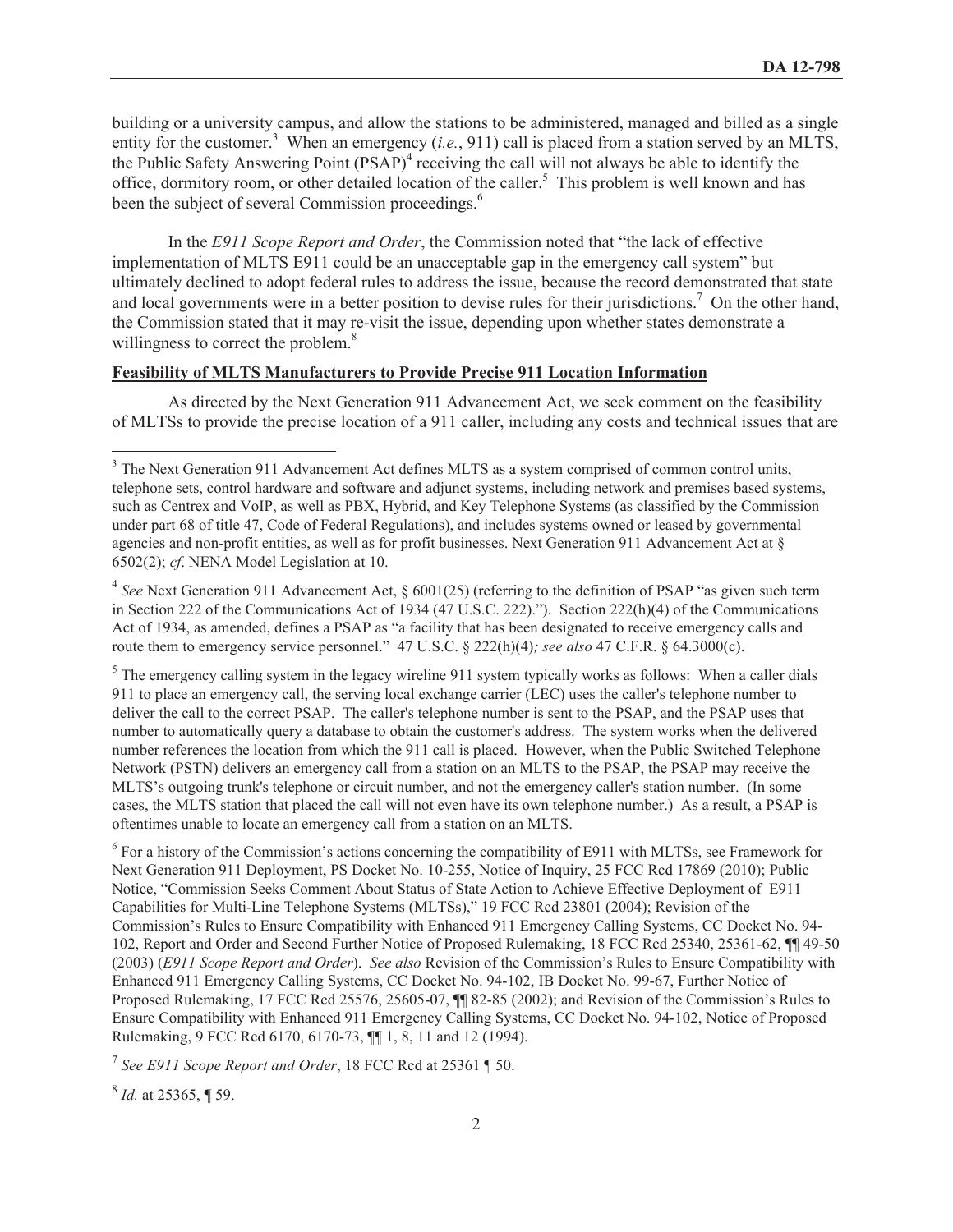building or a university campus, and allow the stations to be administered, managed and billed as a single entity for the customer.[3] When an emergency (*i.e.*, 911) call is placed from a station served by an MLTS, the Public Safety Answering Point (PSAP)[4] receiving the call will not always be able to identify the office, dormitory room, or other detailed location of the caller.[5] This problem is well known and has been the subject of several Commission proceedings.[6]

In the *E911 Scope Report and Order*, the Commission noted that "the lack of effective implementation of MLTS E911 could be an unacceptable gap in the emergency call system" but ultimately declined to adopt federal rules to address the issue, because the record demonstrated that state and local governments were in a better position to devise rules for their jurisdictions.[7] On the other hand, the Commission stated that it may re-visit the issue, depending upon whether states demonstrate a willingness to correct the problem.[8]

**Feasibility of MLTS Manufacturers to Provide Precise 911 Location Information**

As directed by the Next Generation 911 Advancement Act, we seek comment on the feasibility of MLTSs to provide the precise location of a 911 caller, including any costs and technical issues that are

---

[3] The Next Generation 911 Advancement Act defines MLTS as a system comprised of common control units, telephone sets, control hardware and software and adjunct systems, including network and premises based systems, such as Centrex and VoIP, as well as PBX, Hybrid, and Key Telephone Systems (as classified by the Commission under part 68 of title 47, Code of Federal Regulations), and includes systems owned or leased by governmental agencies and non-profit entities, as well as for profit businesses. Next Generation 911 Advancement Act at § 6502(2); *cf*. NENA Model Legislation at 10.

[4] *See* Next Generation 911 Advancement Act, § 6001(25) (referring to the definition of PSAP "as given such term in Section 222 of the Communications Act of 1934 (47 U.S.C. 222)."). Section 222(h)(4) of the Communications Act of 1934, as amended, defines a PSAP as "a facility that has been designated to receive emergency calls and route them to emergency service personnel." 47 U.S.C. § 222(h)(4)*; see also* 47 C.F.R. § 64.3000(c).

[5] The emergency calling system in the legacy wireline 911 system typically works as follows: When a caller dials 911 to place an emergency call, the serving local exchange carrier (LEC) uses the caller's telephone number to deliver the call to the correct PSAP. The caller's telephone number is sent to the PSAP, and the PSAP uses that number to automatically query a database to obtain the customer's address. The system works when the delivered number references the location from which the 911 call is placed. However, when the Public Switched Telephone Network (PSTN) delivers an emergency call from a station on an MLTS to the PSAP, the PSAP may receive the MLTS's outgoing trunk's telephone or circuit number, and not the emergency caller's station number. (In some cases, the MLTS station that placed the call will not even have its own telephone number.) As a result, a PSAP is oftentimes unable to locate an emergency call from a station on an MLTS.

[6] For a history of the Commission's actions concerning the compatibility of E911 with MLTSs, see Framework for Next Generation 911 Deployment, PS Docket No. 10-255, Notice of Inquiry, 25 FCC Rcd 17869 (2010); Public Notice, "Commission Seeks Comment About Status of State Action to Achieve Effective Deployment of E911 Capabilities for Multi-Line Telephone Systems (MLTSs)," 19 FCC Rcd 23801 (2004); Revision of the Commission's Rules to Ensure Compatibility with Enhanced 911 Emergency Calling Systems, CC Docket No. 94-102, Report and Order and Second Further Notice of Proposed Rulemaking, 18 FCC Rcd 25340, 25361-62, ¶¶ 49-50 (2003) (*E911 Scope Report and Order*). *See also* Revision of the Commission's Rules to Ensure Compatibility with Enhanced 911 Emergency Calling Systems, CC Docket No. 94-102, IB Docket No. 99-67, Further Notice of Proposed Rulemaking, 17 FCC Rcd 25576, 25605-07, ¶¶ 82-85 (2002); and Revision of the Commission's Rules to Ensure Compatibility with Enhanced 911 Emergency Calling Systems, CC Docket No. 94-102, Notice of Proposed Rulemaking, 9 FCC Rcd 6170, 6170-73, ¶¶ 1, 8, 11 and 12 (1994).

[7] *See E911 Scope Report and Order*, 18 FCC Rcd at 25361 ¶ 50.

[8] *Id.* at 25365, ¶ 59.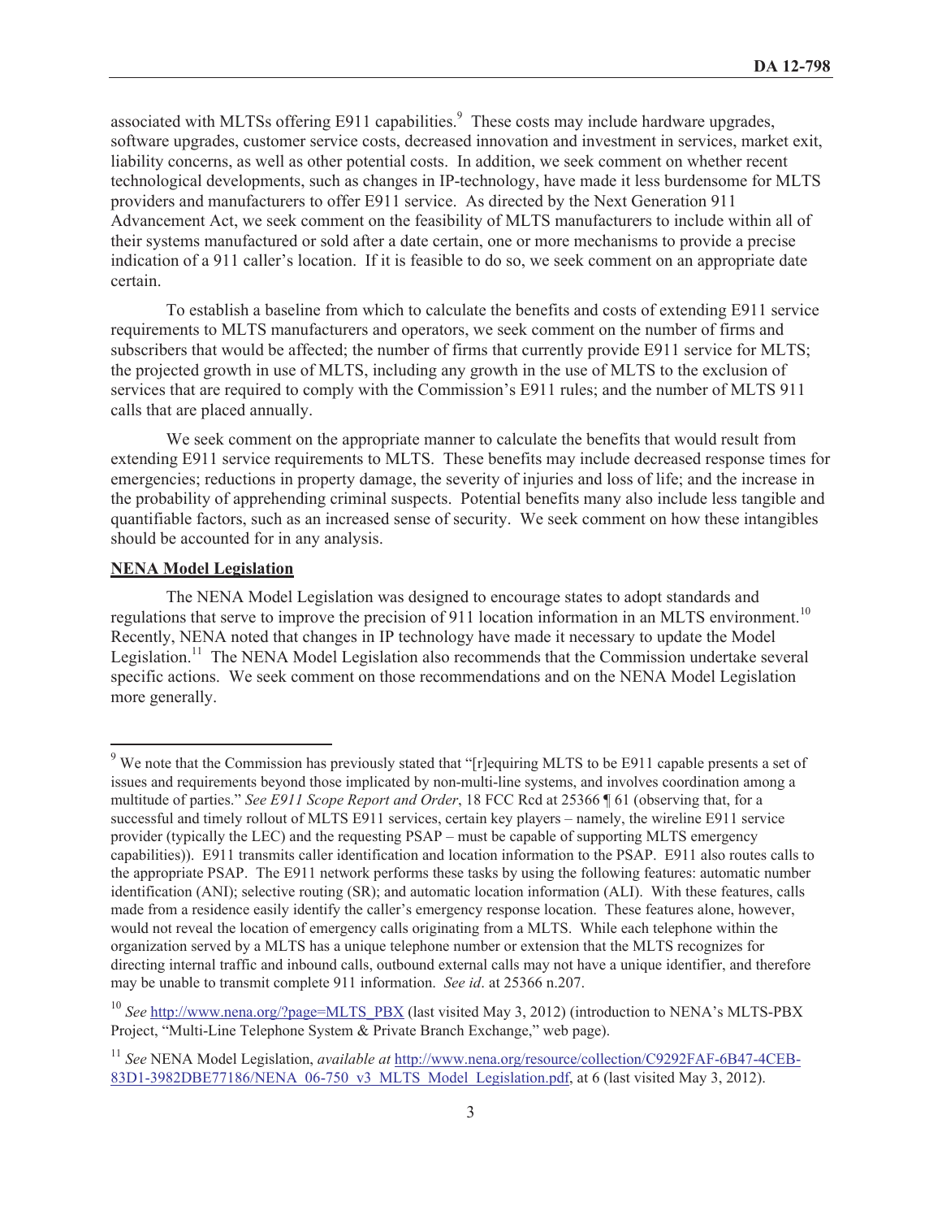associated with MLTSs offering E911 capabilities.[9] These costs may include hardware upgrades, software upgrades, customer service costs, decreased innovation and investment in services, market exit, liability concerns, as well as other potential costs. In addition, we seek comment on whether recent technological developments, such as changes in IP-technology, have made it less burdensome for MLTS providers and manufacturers to offer E911 service. As directed by the Next Generation 911 Advancement Act, we seek comment on the feasibility of MLTS manufacturers to include within all of their systems manufactured or sold after a date certain, one or more mechanisms to provide a precise indication of a 911 caller's location. If it is feasible to do so, we seek comment on an appropriate date certain.

To establish a baseline from which to calculate the benefits and costs of extending E911 service requirements to MLTS manufacturers and operators, we seek comment on the number of firms and subscribers that would be affected; the number of firms that currently provide E911 service for MLTS; the projected growth in use of MLTS, including any growth in the use of MLTS to the exclusion of services that are required to comply with the Commission's E911 rules; and the number of MLTS 911 calls that are placed annually.

We seek comment on the appropriate manner to calculate the benefits that would result from extending E911 service requirements to MLTS. These benefits may include decreased response times for emergencies; reductions in property damage, the severity of injuries and loss of life; and the increase in the probability of apprehending criminal suspects. Potential benefits many also include less tangible and quantifiable factors, such as an increased sense of security. We seek comment on how these intangibles should be accounted for in any analysis.

**NENA Model Legislation**

The NENA Model Legislation was designed to encourage states to adopt standards and regulations that serve to improve the precision of 911 location information in an MLTS environment.[10] Recently, NENA noted that changes in IP technology have made it necessary to update the Model Legislation.[11] The NENA Model Legislation also recommends that the Commission undertake several specific actions. We seek comment on those recommendations and on the NENA Model Legislation more generally.

---

[9] We note that the Commission has previously stated that "[r]equiring MLTS to be E911 capable presents a set of issues and requirements beyond those implicated by non-multi-line systems, and involves coordination among a multitude of parties." *See E911 Scope Report and Order*, 18 FCC Rcd at 25366 ¶ 61 (observing that, for a successful and timely rollout of MLTS E911 services, certain key players – namely, the wireline E911 service provider (typically the LEC) and the requesting PSAP – must be capable of supporting MLTS emergency capabilities)). E911 transmits caller identification and location information to the PSAP. E911 also routes calls to the appropriate PSAP. The E911 network performs these tasks by using the following features: automatic number identification (ANI); selective routing (SR); and automatic location information (ALI). With these features, calls made from a residence easily identify the caller's emergency response location. These features alone, however, would not reveal the location of emergency calls originating from a MLTS. While each telephone within the organization served by a MLTS has a unique telephone number or extension that the MLTS recognizes for directing internal traffic and inbound calls, outbound external calls may not have a unique identifier, and therefore may be unable to transmit complete 911 information. *See id*. at 25366 n.207.

[10] *See* http://www.nena.org/?page=MLTS_PBX (last visited May 3, 2012) (introduction to NENA's MLTS-PBX Project, "Multi-Line Telephone System & Private Branch Exchange," web page).

[11] *See* NENA Model Legislation, *available at* http://www.nena.org/resource/collection/C9292FAF-6B47-4CEB-83D1-3982DBE77186/NENA_06-750_v3_MLTS_Model_Legislation.pdf, at 6 (last visited May 3, 2012).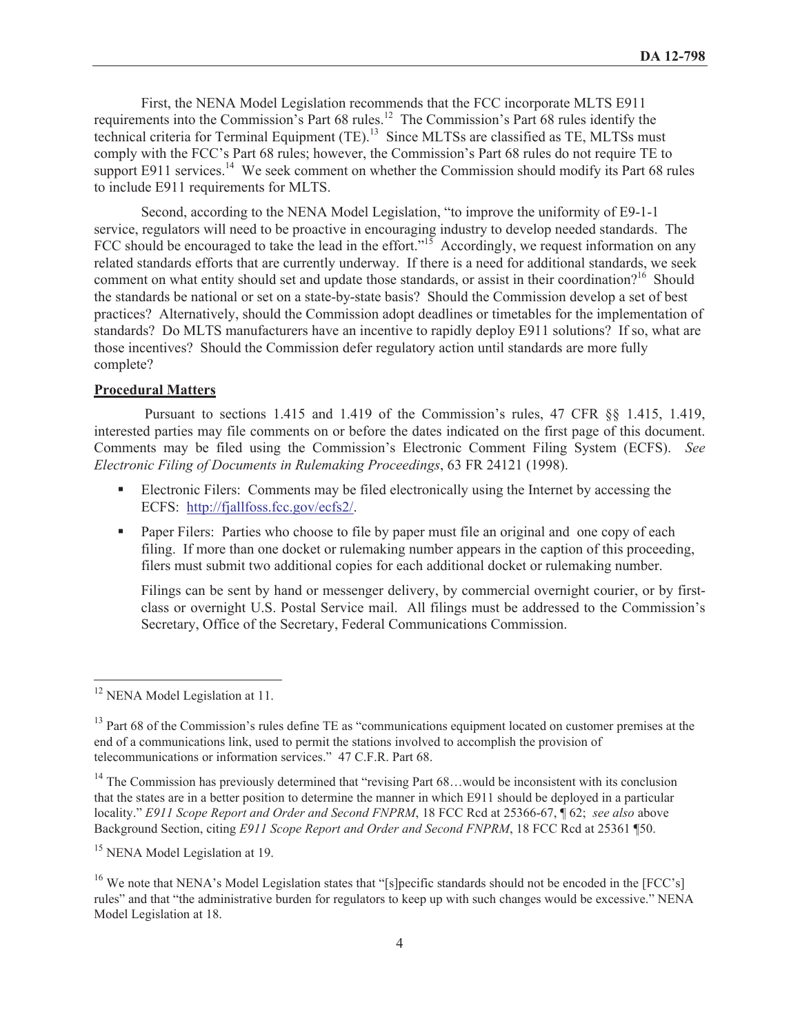First, the NENA Model Legislation recommends that the FCC incorporate MLTS E911 requirements into the Commission's Part 68 rules.[12] The Commission's Part 68 rules identify the technical criteria for Terminal Equipment (TE).[13] Since MLTSs are classified as TE, MLTSs must comply with the FCC's Part 68 rules; however, the Commission's Part 68 rules do not require TE to support E911 services.[14] We seek comment on whether the Commission should modify its Part 68 rules to include E911 requirements for MLTS.

Second, according to the NENA Model Legislation, "to improve the uniformity of E9-1-1 service, regulators will need to be proactive in encouraging industry to develop needed standards. The FCC should be encouraged to take the lead in the effort."[15] Accordingly, we request information on any related standards efforts that are currently underway. If there is a need for additional standards, we seek comment on what entity should set and update those standards, or assist in their coordination?[16] Should the standards be national or set on a state-by-state basis? Should the Commission develop a set of best practices? Alternatively, should the Commission adopt deadlines or timetables for the implementation of standards? Do MLTS manufacturers have an incentive to rapidly deploy E911 solutions? If so, what are those incentives? Should the Commission defer regulatory action until standards are more fully complete?

**Procedural Matters**

Pursuant to sections 1.415 and 1.419 of the Commission's rules, 47 CFR §§ 1.415, 1.419, interested parties may file comments on or before the dates indicated on the first page of this document. Comments may be filed using the Commission's Electronic Comment Filing System (ECFS). *See Electronic Filing of Documents in Rulemaking Proceedings*, 63 FR 24121 (1998).

- Electronic Filers: Comments may be filed electronically using the Internet by accessing the ECFS: http://fjallfoss.fcc.gov/ecfs2/.
- Paper Filers: Parties who choose to file by paper must file an original and one copy of each filing. If more than one docket or rulemaking number appears in the caption of this proceeding, filers must submit two additional copies for each additional docket or rulemaking number.

  Filings can be sent by hand or messenger delivery, by commercial overnight courier, or by first-class or overnight U.S. Postal Service mail. All filings must be addressed to the Commission's Secretary, Office of the Secretary, Federal Communications Commission.

---

[12] NENA Model Legislation at 11.

[13] Part 68 of the Commission's rules define TE as "communications equipment located on customer premises at the end of a communications link, used to permit the stations involved to accomplish the provision of telecommunications or information services." 47 C.F.R. Part 68.

[14] The Commission has previously determined that "revising Part 68…would be inconsistent with its conclusion that the states are in a better position to determine the manner in which E911 should be deployed in a particular locality." *E911 Scope Report and Order and Second FNPRM*, 18 FCC Rcd at 25366-67, ¶ 62; *see also* above Background Section, citing *E911 Scope Report and Order and Second FNPRM*, 18 FCC Rcd at 25361 ¶50.

[15] NENA Model Legislation at 19.

[16] We note that NENA's Model Legislation states that "[s]pecific standards should not be encoded in the [FCC's] rules" and that "the administrative burden for regulators to keep up with such changes would be excessive." NENA Model Legislation at 18.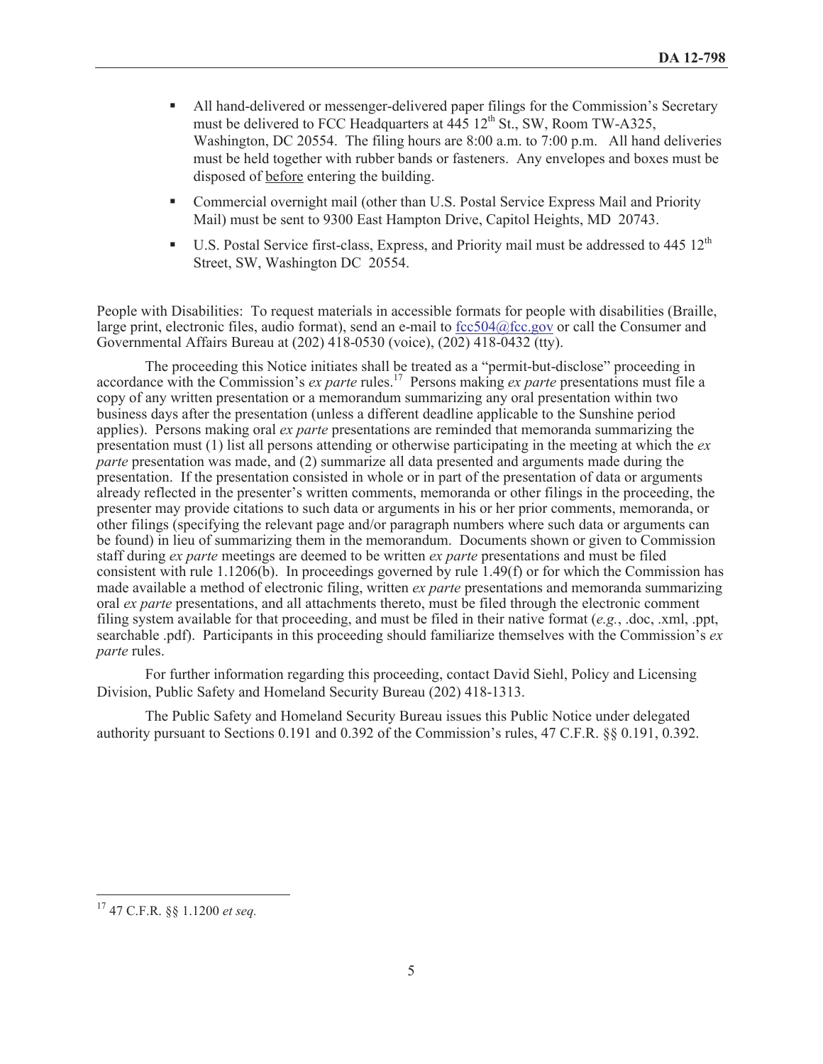- All hand-delivered or messenger-delivered paper filings for the Commission's Secretary must be delivered to FCC Headquarters at 445 12th St., SW, Room TW-A325, Washington, DC 20554. The filing hours are 8:00 a.m. to 7:00 p.m. All hand deliveries must be held together with rubber bands or fasteners. Any envelopes and boxes must be disposed of before entering the building.
- Commercial overnight mail (other than U.S. Postal Service Express Mail and Priority Mail) must be sent to 9300 East Hampton Drive, Capitol Heights, MD 20743.
- U.S. Postal Service first-class, Express, and Priority mail must be addressed to 445 12th Street, SW, Washington DC 20554.

People with Disabilities: To request materials in accessible formats for people with disabilities (Braille, large print, electronic files, audio format), send an e-mail to fcc504@fcc.gov or call the Consumer and Governmental Affairs Bureau at (202) 418-0530 (voice), (202) 418-0432 (tty).

The proceeding this Notice initiates shall be treated as a "permit-but-disclose" proceeding in accordance with the Commission's *ex parte* rules.[17] Persons making *ex parte* presentations must file a copy of any written presentation or a memorandum summarizing any oral presentation within two business days after the presentation (unless a different deadline applicable to the Sunshine period applies). Persons making oral *ex parte* presentations are reminded that memoranda summarizing the presentation must (1) list all persons attending or otherwise participating in the meeting at which the *ex parte* presentation was made, and (2) summarize all data presented and arguments made during the presentation. If the presentation consisted in whole or in part of the presentation of data or arguments already reflected in the presenter's written comments, memoranda or other filings in the proceeding, the presenter may provide citations to such data or arguments in his or her prior comments, memoranda, or other filings (specifying the relevant page and/or paragraph numbers where such data or arguments can be found) in lieu of summarizing them in the memorandum. Documents shown or given to Commission staff during *ex parte* meetings are deemed to be written *ex parte* presentations and must be filed consistent with rule 1.1206(b). In proceedings governed by rule 1.49(f) or for which the Commission has made available a method of electronic filing, written *ex parte* presentations and memoranda summarizing oral *ex parte* presentations, and all attachments thereto, must be filed through the electronic comment filing system available for that proceeding, and must be filed in their native format (*e.g.*, .doc, .xml, .ppt, searchable .pdf). Participants in this proceeding should familiarize themselves with the Commission's *ex parte* rules.

For further information regarding this proceeding, contact David Siehl, Policy and Licensing Division, Public Safety and Homeland Security Bureau (202) 418-1313.

The Public Safety and Homeland Security Bureau issues this Public Notice under delegated authority pursuant to Sections 0.191 and 0.392 of the Commission's rules, 47 C.F.R. §§ 0.191, 0.392.

[17] 47 C.F.R. §§ 1.1200 *et seq.*